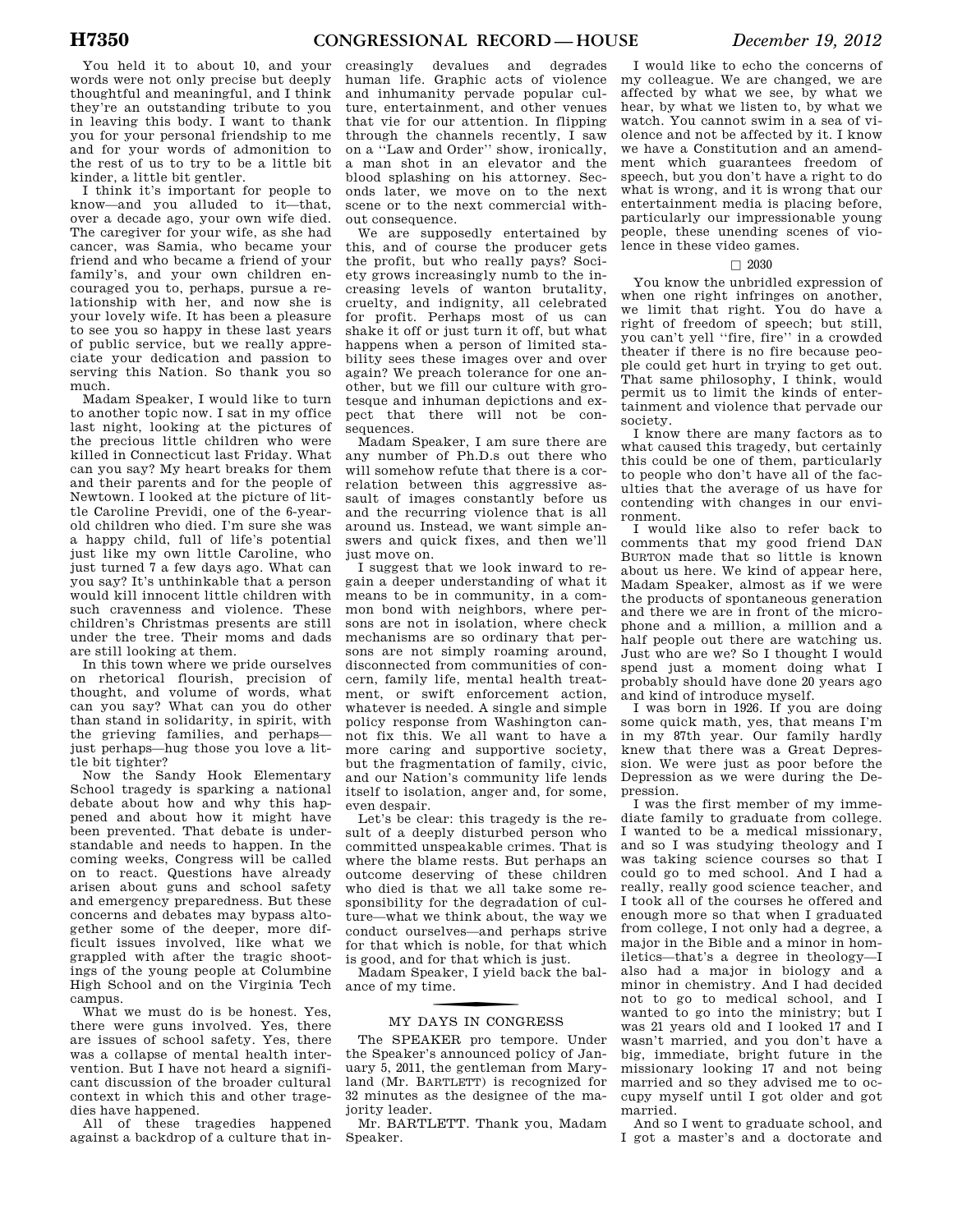You held it to about 10, and your words were not only precise but deeply thoughtful and meaningful, and I think they're an outstanding tribute to you in leaving this body. I want to thank you for your personal friendship to me and for your words of admonition to the rest of us to try to be a little bit kinder, a little bit gentler.

I think it's important for people to know—and you alluded to it—that, over a decade ago, your own wife died. The caregiver for your wife, as she had cancer, was Samia, who became your friend and who became a friend of your family's, and your own children encouraged you to, perhaps, pursue a relationship with her, and now she is your lovely wife. It has been a pleasure to see you so happy in these last years of public service, but we really appreciate your dedication and passion to serving this Nation. So thank you so much.

Madam Speaker, I would like to turn to another topic now. I sat in my office last night, looking at the pictures of the precious little children who were killed in Connecticut last Friday. What can you say? My heart breaks for them and their parents and for the people of Newtown. I looked at the picture of little Caroline Previdi, one of the 6-year-old children who died. I'm sure she was a happy child, full of life's potential just like my own little Caroline, who just turned 7 a few days ago. What can you say? It's unthinkable that a person would kill innocent little children with such cravenness and violence. These children's Christmas presents are still under the tree. Their moms and dads are still looking at them.

In this town where we pride ourselves on rhetorical flourish, precision of thought, and volume of words, what can you say? What can you do other than stand in solidarity, in spirit, with the grieving families, and perhaps—just perhaps—hug those you love a little bit tighter?

Now the Sandy Hook Elementary School tragedy is sparking a national debate about how and why this happened and about how it might have been prevented. That debate is understandable and needs to happen. In the coming weeks, Congress will be called on to react. Questions have already arisen about guns and school safety and emergency preparedness. But these concerns and debates may bypass altogether some of the deeper, more difficult issues involved, like what we grappled with after the tragic shootings of the young people at Columbine High School and on the Virginia Tech campus.

What we must do is be honest. Yes, there were guns involved. Yes, there are issues of school safety. Yes, there was a collapse of mental health intervention. But I have not heard a significant discussion of the broader cultural context in which this and other tragedies have happened.

All of these tragedies happened against a backdrop of a culture that increasingly devalues and degrades human life. Graphic acts of violence and inhumanity pervade popular culture, entertainment, and other venues that vie for our attention. In flipping through the channels recently, I saw on a ''Law and Order'' show, ironically, a man shot in an elevator and the blood splashing on his attorney. Seconds later, we move on to the next scene or to the next commercial without consequence.

We are supposedly entertained by this, and of course the producer gets the profit, but who really pays? Society grows increasingly numb to the increasing levels of wanton brutality, cruelty, and indignity, all celebrated for profit. Perhaps most of us can shake it off or just turn it off, but what happens when a person of limited stability sees these images over and over again? We preach tolerance for one another, but we fill our culture with grotesque and inhuman depictions and expect that there will not be consequences.

Madam Speaker, I am sure there are any number of Ph.D.s out there who will somehow refute that there is a correlation between this aggressive assault of images constantly before us and the recurring violence that is all around us. Instead, we want simple answers and quick fixes, and then we'll just move on.

I suggest that we look inward to regain a deeper understanding of what it means to be in community, in a common bond with neighbors, where persons are not in isolation, where check mechanisms are so ordinary that persons are not simply roaming around, disconnected from communities of concern, family life, mental health treatment, or swift enforcement action, whatever is needed. A single and simple policy response from Washington cannot fix this. We all want to have a more caring and supportive society, but the fragmentation of family, civic, and our Nation's community life lends itself to isolation, anger and, for some, even despair.

Let's be clear: this tragedy is the result of a deeply disturbed person who committed unspeakable crimes. That is where the blame rests. But perhaps an outcome deserving of these children who died is that we all take some responsibility for the degradation of culture—what we think about, the way we conduct ourselves—and perhaps strive for that which is noble, for that which is good, and for that which is just.

Madam Speaker, I yield back the balance of my time.

## MY DAYS IN CONGRESS

The SPEAKER pro tempore. Under the Speaker's announced policy of January 5, 2011, the gentleman from Maryland (Mr. BARTLETT) is recognized for 32 minutes as the designee of the majority leader.

Mr. BARTLETT. Thank you, Madam Speaker.

I would like to echo the concerns of my colleague. We are changed, we are affected by what we see, by what we hear, by what we listen to, by what we watch. You cannot swim in a sea of violence and not be affected by it. I know we have a Constitution and an amendment which guarantees freedom of speech, but you don't have a right to do what is wrong, and it is wrong that our entertainment media is placing before, particularly our impressionable young people, these unending scenes of violence in these video games.

□ 2030

You know the unbridled expression of when one right infringes on another, we limit that right. You do have a right of freedom of speech; but still, you can't yell ''fire, fire'' in a crowded theater if there is no fire because people could get hurt in trying to get out. That same philosophy, I think, would permit us to limit the kinds of entertainment and violence that pervade our society.

I know there are many factors as to what caused this tragedy, but certainly this could be one of them, particularly to people who don't have all of the faculties that the average of us have for contending with changes in our environment.

I would like also to refer back to comments that my good friend DAN BURTON made that so little is known about us here. We kind of appear here, Madam Speaker, almost as if we were the products of spontaneous generation and there we are in front of the microphone and a million, a million and a half people out there are watching us. Just who are we? So I thought I would spend just a moment doing what I probably should have done 20 years ago and kind of introduce myself.

I was born in 1926. If you are doing some quick math, yes, that means I'm in my 87th year. Our family hardly knew that there was a Great Depression. We were just as poor before the Depression as we were during the Depression.

I was the first member of my immediate family to graduate from college. I wanted to be a medical missionary, and so I was studying theology and I was taking science courses so that I could go to med school. And I had a really, really good science teacher, and I took all of the courses he offered and enough more so that when I graduated from college, I not only had a degree, a major in the Bible and a minor in homiletics—that's a degree in theology—I also had a major in biology and a minor in chemistry. And I had decided not to go to medical school, and I wanted to go into the ministry; but I was 21 years old and I looked 17 and I wasn't married, and you don't have a big, immediate, bright future in the missionary looking 17 and not being married and so they advised me to occupy myself until I got older and got married.

And so I went to graduate school, and I got a master's and a doctorate and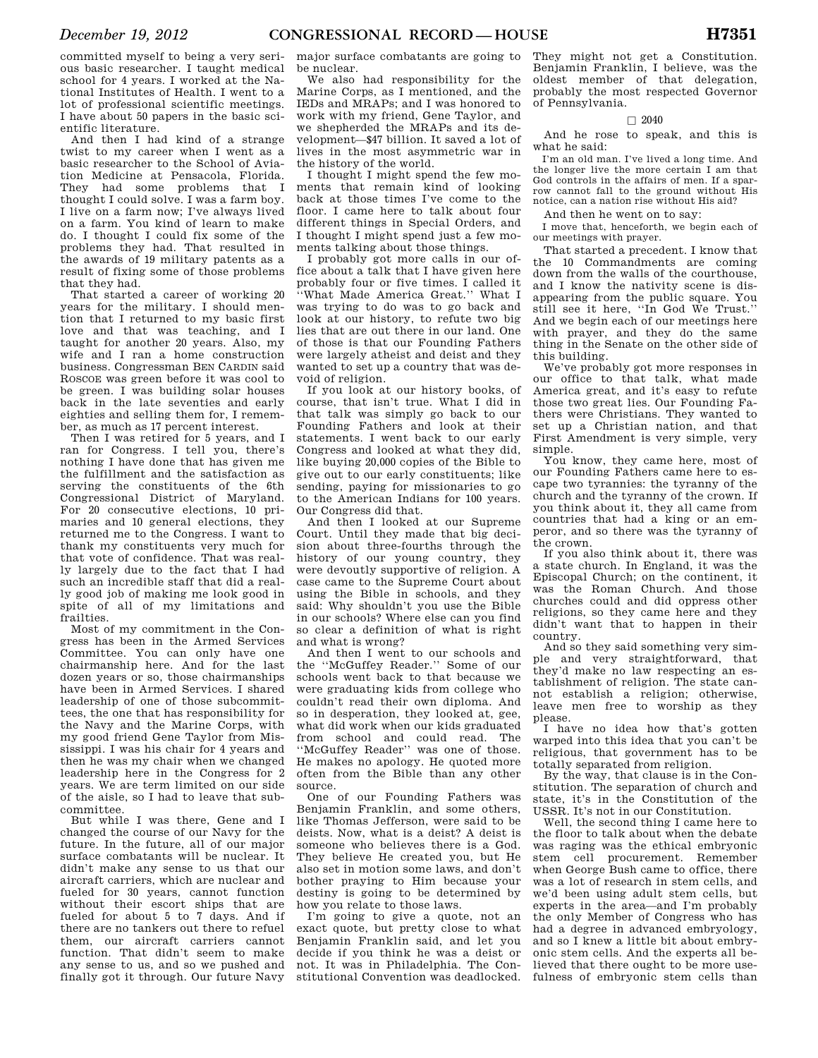committed myself to being a very serious basic researcher. I taught medical school for 4 years. I worked at the National Institutes of Health. I went to a lot of professional scientific meetings. I have about 50 papers in the basic scientific literature.

And then I had kind of a strange twist to my career when I went as a basic researcher to the School of Aviation Medicine at Pensacola, Florida. They had some problems that I thought I could solve. I was a farm boy. I live on a farm now; I've always lived on a farm. You kind of learn to make do. I thought I could fix some of the problems they had. That resulted in the awards of 19 military patents as a result of fixing some of those problems that they had.

That started a career of working 20 years for the military. I should mention that I returned to my basic first love and that was teaching, and I taught for another 20 years. Also, my wife and I ran a home construction business. Congressman BEN CARDIN said ROSCOE was green before it was cool to be green. I was building solar houses back in the late seventies and early eighties and selling them for, I remember, as much as 17 percent interest.

Then I was retired for 5 years, and I ran for Congress. I tell you, there's nothing I have done that has given me the fulfillment and the satisfaction as serving the constituents of the 6th Congressional District of Maryland. For 20 consecutive elections, 10 primaries and 10 general elections, they returned me to the Congress. I want to thank my constituents very much for that vote of confidence. That was really largely due to the fact that I had such an incredible staff that did a really good job of making me look good in spite of all of my limitations and frailties.

Most of my commitment in the Congress has been in the Armed Services Committee. You can only have one chairmanship here. And for the last dozen years or so, those chairmanships have been in Armed Services. I shared leadership of one of those subcommittees, the one that has responsibility for the Navy and the Marine Corps, with my good friend Gene Taylor from Mississippi. I was his chair for 4 years and then he was my chair when we changed leadership here in the Congress for 2 years. We are term limited on our side of the aisle, so I had to leave that subcommittee.

But while I was there, Gene and I changed the course of our Navy for the future. In the future, all of our major surface combatants will be nuclear. It didn't make any sense to us that our aircraft carriers, which are nuclear and fueled for 30 years, cannot function without their escort ships that are fueled for about 5 to 7 days. And if there are no tankers out there to refuel them, our aircraft carriers cannot function. That didn't seem to make any sense to us, and so we pushed and finally got it through. Our future Navy major surface combatants are going to be nuclear.

We also had responsibility for the Marine Corps, as I mentioned, and the IEDs and MRAPs; and I was honored to work with my friend, Gene Taylor, and we shepherded the MRAPs and its development—$47 billion. It saved a lot of lives in the most asymmetric war in the history of the world.

I thought I might spend the few moments that remain kind of looking back at those times I've come to the floor. I came here to talk about four different things in Special Orders, and I thought I might spend just a few moments talking about those things.

I probably got more calls in our office about a talk that I have given here probably four or five times. I called it "What Made America Great." What I was trying to do was to go back and look at our history, to refute two big lies that are out there in our land. One of those is that our Founding Fathers were largely atheist and deist and they wanted to set up a country that was devoid of religion.

If you look at our history books, of course, that isn't true. What I did in that talk was simply go back to our Founding Fathers and look at their statements. I went back to our early Congress and looked at what they did, like buying 20,000 copies of the Bible to give out to our early constituents; like sending, paying for missionaries to go to the American Indians for 100 years. Our Congress did that.

And then I looked at our Supreme Court. Until they made that big decision about three-fourths through the history of our young country, they were devoutly supportive of religion. A case came to the Supreme Court about using the Bible in schools, and they said: Why shouldn't you use the Bible in our schools? Where else can you find so clear a definition of what is right and what is wrong?

And then I went to our schools and the "McGuffey Reader." Some of our schools went back to that because we were graduating kids from college who couldn't read their own diploma. And so in desperation, they looked at, gee, what did work when our kids graduated from school and could read. The "McGuffey Reader" was one of those. He makes no apology. He quoted more often from the Bible than any other source.

One of our Founding Fathers was Benjamin Franklin, and some others, like Thomas Jefferson, were said to be deists. Now, what is a deist? A deist is someone who believes there is a God. They believe He created you, but He also set in motion some laws, and don't bother praying to Him because your destiny is going to be determined by how you relate to those laws.

I'm going to give a quote, not an exact quote, but pretty close to what Benjamin Franklin said, and let you decide if you think he was a deist or not. It was in Philadelphia. The Constitutional Convention was deadlocked. They might not get a Constitution. Benjamin Franklin, I believe, was the oldest member of that delegation, probably the most respected Governor of Pennsylvania.

□ 2040

And he rose to speak, and this is what he said:

> I'm an old man. I've lived a long time. And the longer live the more certain I am that God controls in the affairs of men. If a sparrow cannot fall to the ground without His notice, can a nation rise without His aid?

And then he went on to say:

> I move that, henceforth, we begin each of our meetings with prayer.

That started a precedent. I know that the 10 Commandments are coming down from the walls of the courthouse, and I know the nativity scene is disappearing from the public square. You still see it here, "In God We Trust." And we begin each of our meetings here with prayer, and they do the same thing in the Senate on the other side of this building.

We've probably got more responses in our office to that talk, what made America great, and it's easy to refute those two great lies. Our Founding Fathers were Christians. They wanted to set up a Christian nation, and that First Amendment is very simple, very simple.

You know, they came here, most of our Founding Fathers came here to escape two tyrannies: the tyranny of the church and the tyranny of the crown. If you think about it, they all came from countries that had a king or an emperor, and so there was the tyranny of the crown.

If you also think about it, there was a state church. In England, it was the Episcopal Church; on the continent, it was the Roman Church. And those churches could and did oppress other religions, so they came here and they didn't want that to happen in their country.

And so they said something very simple and very straightforward, that they'd make no law respecting an establishment of religion. The state cannot establish a religion; otherwise, leave men free to worship as they please.

I have no idea how that's gotten warped into this idea that you can't be religious, that government has to be totally separated from religion.

By the way, that clause is in the Constitution. The separation of church and state, it's in the Constitution of the USSR. It's not in our Constitution.

Well, the second thing I came here to the floor to talk about when the debate was raging was the ethical embryonic stem cell procurement. Remember when George Bush came to office, there was a lot of research in stem cells, and we'd been using adult stem cells, but experts in the area—and I'm probably the only Member of Congress who has had a degree in advanced embryology, and so I knew a little bit about embryonic stem cells. And the experts all believed that there ought to be more usefulness of embryonic stem cells than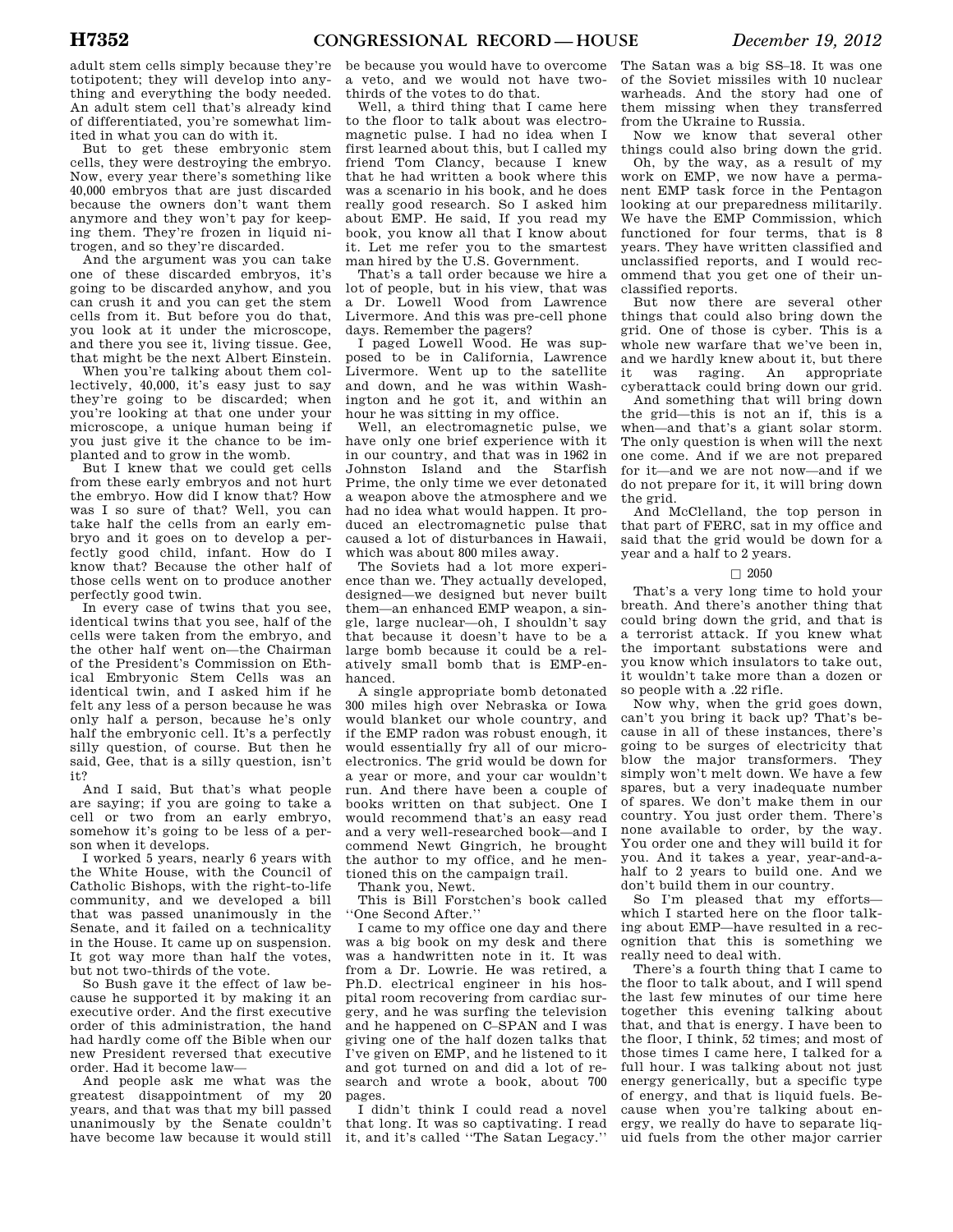adult stem cells simply because they're totipotent; they will develop into anything and everything the body needed. An adult stem cell that's already kind of differentiated, you're somewhat limited in what you can do with it.

But to get these embryonic stem cells, they were destroying the embryo. Now, every year there's something like 40,000 embryos that are just discarded because the owners don't want them anymore and they won't pay for keeping them. They're frozen in liquid nitrogen, and so they're discarded.

And the argument was you can take one of these discarded embryos, it's going to be discarded anyhow, and you can crush it and you can get the stem cells from it. But before you do that, you look at it under the microscope, and there you see it, living tissue. Gee, that might be the next Albert Einstein.

When you're talking about them collectively, 40,000, it's easy just to say they're going to be discarded; when you're looking at that one under your microscope, a unique human being if you just give it the chance to be implanted and to grow in the womb.

But I knew that we could get cells from these early embryos and not hurt the embryo. How did I know that? How was I so sure of that? Well, you can take half the cells from an early embryo and it goes on to develop a perfectly good child, infant. How do I know that? Because the other half of those cells went on to produce another perfectly good twin.

In every case of twins that you see, identical twins that you see, half of the cells were taken from the embryo, and the other half went on—the Chairman of the President's Commission on Ethical Embryonic Stem Cells was an identical twin, and I asked him if he felt any less of a person because he was only half a person, because he's only half the embryonic cell. It's a perfectly silly question, of course. But then he said, Gee, that is a silly question, isn't it?

And I said, But that's what people are saying; if you are going to take a cell or two from an early embryo, somehow it's going to be less of a person when it develops.

I worked 5 years, nearly 6 years with the White House, with the Council of Catholic Bishops, with the right-to-life community, and we developed a bill that was passed unanimously in the Senate, and it failed on a technicality in the House. It came up on suspension. It got way more than half the votes, but not two-thirds of the vote.

So Bush gave it the effect of law because he supported it by making it an executive order. And the first executive order of this administration, the hand had hardly come off the Bible when our new President reversed that executive order. Had it become law—

And people ask me what was the greatest disappointment of my 20 years, and that was that my bill passed unanimously by the Senate couldn't have become law because it would still be because you would have to overcome a veto, and we would not have two-thirds of the votes to do that.

Well, a third thing that I came here to the floor to talk about was electromagnetic pulse. I had no idea when I first learned about this, but I called my friend Tom Clancy, because I knew that he had written a book where this was a scenario in his book, and he does really good research. So I asked him about EMP. He said, If you read my book, you know all that I know about it. Let me refer you to the smartest man hired by the U.S. Government.

That's a tall order because we hire a lot of people, but in his view, that was a Dr. Lowell Wood from Lawrence Livermore. And this was pre-cell phone days. Remember the pagers?

I paged Lowell Wood. He was supposed to be in California, Lawrence Livermore. Went up to the satellite and down, and he was within Washington and he got it, and within an hour he was sitting in my office.

Well, an electromagnetic pulse, we have only one brief experience with it in our country, and that was in 1962 in Johnston Island and the Starfish Prime, the only time we ever detonated a weapon above the atmosphere and we had no idea what would happen. It produced an electromagnetic pulse that caused a lot of disturbances in Hawaii, which was about 800 miles away.

The Soviets had a lot more experience than we. They actually developed, designed—we designed but never built them—an enhanced EMP weapon, a single, large nuclear—oh, I shouldn't say that because it doesn't have to be a large bomb because it could be a relatively small bomb that is EMP-enhanced.

A single appropriate bomb detonated 300 miles high over Nebraska or Iowa would blanket our whole country, and if the EMP radon was robust enough, it would essentially fry all of our microelectronics. The grid would be down for a year or more, and your car wouldn't run. And there have been a couple of books written on that subject. One I would recommend that's an easy read and a very well-researched book—and I commend Newt Gingrich, he brought the author to my office, and he mentioned this on the campaign trail.

Thank you, Newt.

This is Bill Forstchen's book called "One Second After."

I came to my office one day and there was a big book on my desk and there was a handwritten note in it. It was from a Dr. Lowrie. He was retired, a Ph.D. electrical engineer in his hospital room recovering from cardiac surgery, and he was surfing the television and he happened on C–SPAN and I was giving one of the half dozen talks that I've given on EMP, and he listened to it and got turned on and did a lot of research and wrote a book, about 700 pages.

I didn't think I could read a novel that long. It was so captivating. I read it, and it's called "The Satan Legacy." The Satan was a big SS–18. It was one of the Soviet missiles with 10 nuclear warheads. And the story had one of them missing when they transferred from the Ukraine to Russia.

Now we know that several other things could also bring down the grid.

Oh, by the way, as a result of my work on EMP, we now have a permanent EMP task force in the Pentagon looking at our preparedness militarily. We have the EMP Commission, which functioned for four terms, that is 8 years. They have written classified and unclassified reports, and I would recommend that you get one of their unclassified reports.

But now there are several other things that could also bring down the grid. One of those is cyber. This is a whole new warfare that we've been in, and we hardly knew about it, but there it was raging. An appropriate cyberattack could bring down our grid.

And something that will bring down the grid—this is not an if, this is a when—and that's a giant solar storm. The only question is when will the next one come. And if we are not prepared for it—and we are not now—and if we do not prepare for it, it will bring down the grid.

And McClelland, the top person in that part of FERC, sat in my office and said that the grid would be down for a year and a half to 2 years.

□ 2050

That's a very long time to hold your breath. And there's another thing that could bring down the grid, and that is a terrorist attack. If you knew what the important substations were and you know which insulators to take out, it wouldn't take more than a dozen or so people with a .22 rifle.

Now why, when the grid goes down, can't you bring it back up? That's because in all of these instances, there's going to be surges of electricity that blow the major transformers. They simply won't melt down. We have a few spares, but a very inadequate number of spares. We don't make them in our country. You just order them. There's none available to order, by the way. You order one and they will build it for you. And it takes a year, year-and-a-half to 2 years to build one. And we don't build them in our country.

So I'm pleased that my efforts—which I started here on the floor talking about EMP—have resulted in a recognition that this is something we really need to deal with.

There's a fourth thing that I came to the floor to talk about, and I will spend the last few minutes of our time here together this evening talking about that, and that is energy. I have been to the floor, I think, 52 times; and most of those times I came here, I talked for a full hour. I was talking about not just energy generically, but a specific type of energy, and that is liquid fuels. Because when you're talking about energy, we really do have to separate liquid fuels from the other major carrier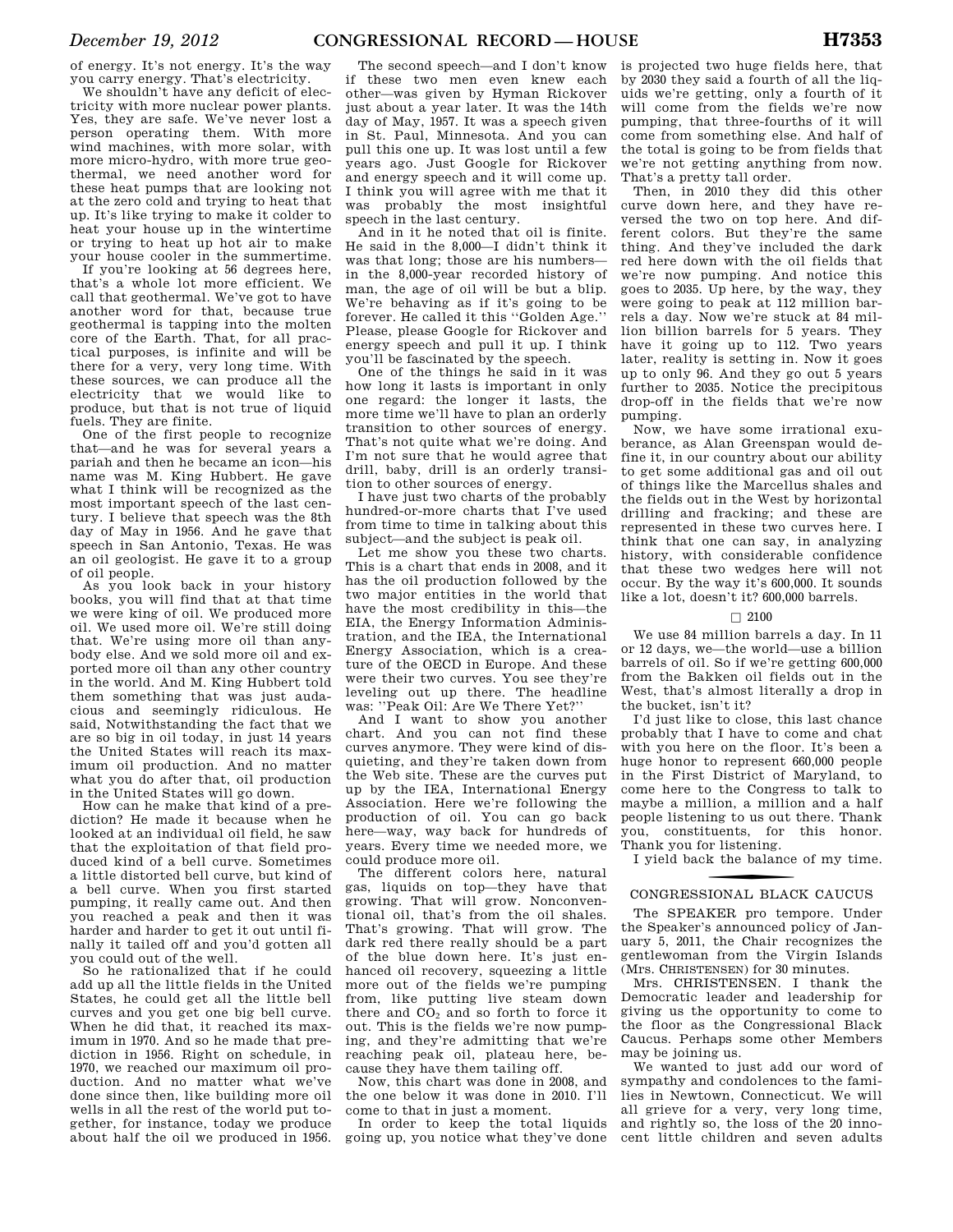of energy. It's not energy. It's the way you carry energy. That's electricity.

We shouldn't have any deficit of electricity with more nuclear power plants. Yes, they are safe. We've never lost a person operating them. With more wind machines, with more solar, with more micro-hydro, with more true geothermal, we need another word for these heat pumps that are looking not at the zero cold and trying to heat that up. It's like trying to make it colder to heat your house up in the wintertime or trying to heat up hot air to make your house cooler in the summertime.

If you're looking at 56 degrees here, that's a whole lot more efficient. We call that geothermal. We've got to have another word for that, because true geothermal is tapping into the molten core of the Earth. That, for all practical purposes, is infinite and will be there for a very, very long time. With these sources, we can produce all the electricity that we would like to produce, but that is not true of liquid fuels. They are finite.

One of the first people to recognize that—and he was for several years a pariah and then he became an icon—his name was M. King Hubbert. He gave what I think will be recognized as the most important speech of the last century. I believe that speech was the 8th day of May in 1956. And he gave that speech in San Antonio, Texas. He was an oil geologist. He gave it to a group of oil people.

As you look back in your history books, you will find that at that time we were king of oil. We produced more oil. We used more oil. We're still doing that. We're using more oil than anybody else. And we sold more oil and exported more oil than any other country in the world. And M. King Hubbert told them something that was just audacious and seemingly ridiculous. He said, Notwithstanding the fact that we are so big in oil today, in just 14 years the United States will reach its maximum oil production. And no matter what you do after that, oil production in the United States will go down.

How can he make that kind of a prediction? He made it because when he looked at an individual oil field, he saw that the exploitation of that field produced kind of a bell curve. Sometimes a little distorted bell curve, but kind of a bell curve. When you first started pumping, it really came out. And then you reached a peak and then it was harder and harder to get it out until finally it tailed off and you'd gotten all you could out of the well.

So he rationalized that if he could add up all the little fields in the United States, he could get all the little bell curves and you get one big bell curve. When he did that, it reached its maximum in 1970. And so he made that prediction in 1956. Right on schedule, in 1970, we reached our maximum oil production. And no matter what we've done since then, like building more oil wells in all the rest of the world put together, for instance, today we produce about half the oil we produced in 1956.

The second speech—and I don't know if these two men even knew each other—was given by Hyman Rickover just about a year later. It was the 14th day of May, 1957. It was a speech given in St. Paul, Minnesota. And you can pull this one up. It was lost until a few years ago. Just Google for Rickover and energy speech and it will come up. I think you will agree with me that it was probably the most insightful speech in the last century.

And in it he noted that oil is finite. He said in the 8,000—I didn't think it was that long; those are his numbers—in the 8,000-year recorded history of man, the age of oil will be but a blip. We're behaving as if it's going to be forever. He called it this ''Golden Age.'' Please, please Google for Rickover and energy speech and pull it up. I think you'll be fascinated by the speech.

One of the things he said in it was how long it lasts is important in only one regard: the longer it lasts, the more time we'll have to plan an orderly transition to other sources of energy. That's not quite what we're doing. And I'm not sure that he would agree that drill, baby, drill is an orderly transition to other sources of energy.

I have just two charts of the probably hundred-or-more charts that I've used from time to time in talking about this subject—and the subject is peak oil.

Let me show you these two charts. This is a chart that ends in 2008, and it has the oil production followed by the two major entities in the world that have the most credibility in this—the EIA, the Energy Information Administration, and the IEA, the International Energy Association, which is a creature of the OECD in Europe. And these were their two curves. You see they're leveling out up there. The headline was: ''Peak Oil: Are We There Yet?''

And I want to show you another chart. And you can not find these curves anymore. They were kind of disquieting, and they're taken down from the Web site. These are the curves put up by the IEA, International Energy Association. Here we're following the production of oil. You can go back here—way, way back for hundreds of years. Every time we needed more, we could produce more oil.

The different colors here, natural gas, liquids on top—they have that growing. That will grow. Nonconventional oil, that's from the oil shales. That's growing. That will grow. The dark red there really should be a part of the blue down here. It's just enhanced oil recovery, squeezing a little more out of the fields we're pumping from, like putting live steam down there and $CO_2$ and so forth to force it out. This is the fields we're now pumping, and they're admitting that we're reaching peak oil, plateau here, because they have them tailing off.

Now, this chart was done in 2008, and the one below it was done in 2010. I'll come to that in just a moment.

In order to keep the total liquids going up, you notice what they've done is projected two huge fields here, that by 2030 they said a fourth of all the liquids we're getting, only a fourth of it will come from the fields we're now pumping, that three-fourths of it will come from something else. And half of the total is going to be from fields that we're not getting anything from now. That's a pretty tall order.

Then, in 2010 they did this other curve down here, and they have reversed the two on top here. And different colors. But they're the same thing. And they've included the dark red here down with the oil fields that we're now pumping. And notice this goes to 2035. Up here, by the way, they were going to peak at 112 million barrels a day. Now we're stuck at 84 million billion barrels for 5 years. They have it going up to 112. Two years later, reality is setting in. Now it goes up to only 96. And they go out 5 years further to 2035. Notice the precipitous drop-off in the fields that we're now pumping.

Now, we have some irrational exuberance, as Alan Greenspan would define it, in our country about our ability to get some additional gas and oil out of things like the Marcellus shales and the fields out in the West by horizontal drilling and fracking; and these are represented in these two curves here. I think that one can say, in analyzing history, with considerable confidence that these two wedges here will not occur. By the way it's 600,000. It sounds like a lot, doesn't it? 600,000 barrels.

□ 2100

We use 84 million barrels a day. In 11 or 12 days, we—the world—use a billion barrels of oil. So if we're getting 600,000 from the Bakken oil fields out in the West, that's almost literally a drop in the bucket, isn't it?

I'd just like to close, this last chance probably that I have to come and chat with you here on the floor. It's been a huge honor to represent 660,000 people in the First District of Maryland, to come here to the Congress to talk to maybe a million, a million and a half people listening to us out there. Thank you, constituents, for this honor. Thank you for listening.

I yield back the balance of my time.

## CONGRESSIONAL BLACK CAUCUS

The SPEAKER pro tempore. Under the Speaker's announced policy of January 5, 2011, the Chair recognizes the gentlewoman from the Virgin Islands (Mrs. CHRISTENSEN) for 30 minutes.

Mrs. CHRISTENSEN. I thank the Democratic leader and leadership for giving us the opportunity to come to the floor as the Congressional Black Caucus. Perhaps some other Members may be joining us.

We wanted to just add our word of sympathy and condolences to the families in Newtown, Connecticut. We will all grieve for a very, very long time, and rightly so, the loss of the 20 innocent little children and seven adults